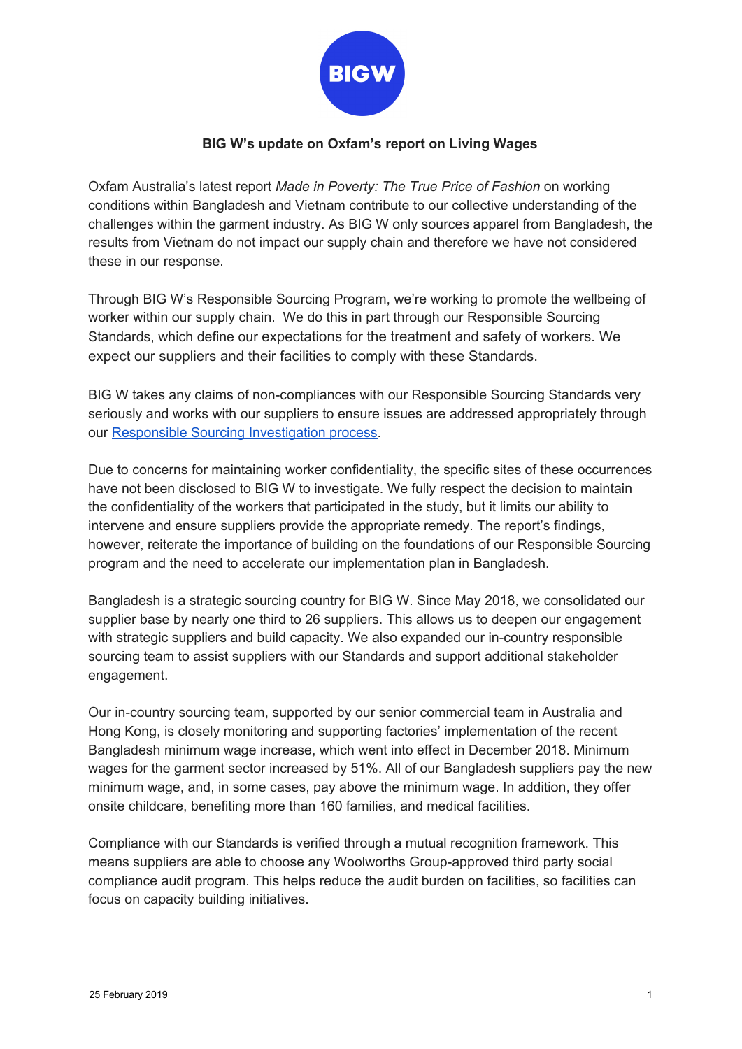BIGW

**BIG W's update on Oxfam's report on Living Wages**

Oxfam Australia's latest report *Made in Poverty: The True Price of Fashion* on working conditions within Bangladesh and Vietnam contribute to our collective understanding of the challenges within the garment industry. As BIG W only sources apparel from Bangladesh, the results from Vietnam do not impact our supply chain and therefore we have not considered these in our response.

Through BIG W's Responsible Sourcing Program, we're working to promote the wellbeing of worker within our supply chain. We do this in part through our Responsible Sourcing Standards, which define our expectations for the treatment and safety of workers. We expect our suppliers and their facilities to comply with these Standards.

BIG W takes any claims of non-compliances with our Responsible Sourcing Standards very seriously and works with our suppliers to ensure issues are addressed appropriately through our Responsible Sourcing Investigation process.

Due to concerns for maintaining worker confidentiality, the specific sites of these occurrences have not been disclosed to BIG W to investigate. We fully respect the decision to maintain the confidentiality of the workers that participated in the study, but it limits our ability to intervene and ensure suppliers provide the appropriate remedy. The report's findings, however, reiterate the importance of building on the foundations of our Responsible Sourcing program and the need to accelerate our implementation plan in Bangladesh.

Bangladesh is a strategic sourcing country for BIG W. Since May 2018, we consolidated our supplier base by nearly one third to 26 suppliers. This allows us to deepen our engagement with strategic suppliers and build capacity. We also expanded our in-country responsible sourcing team to assist suppliers with our Standards and support additional stakeholder engagement.

Our in-country sourcing team, supported by our senior commercial team in Australia and Hong Kong, is closely monitoring and supporting factories' implementation of the recent Bangladesh minimum wage increase, which went into effect in December 2018. Minimum wages for the garment sector increased by 51%. All of our Bangladesh suppliers pay the new minimum wage, and, in some cases, pay above the minimum wage. In addition, they offer onsite childcare, benefiting more than 160 families, and medical facilities.

Compliance with our Standards is verified through a mutual recognition framework. This means suppliers are able to choose any Woolworths Group-approved third party social compliance audit program. This helps reduce the audit burden on facilities, so facilities can focus on capacity building initiatives.

25 February 2019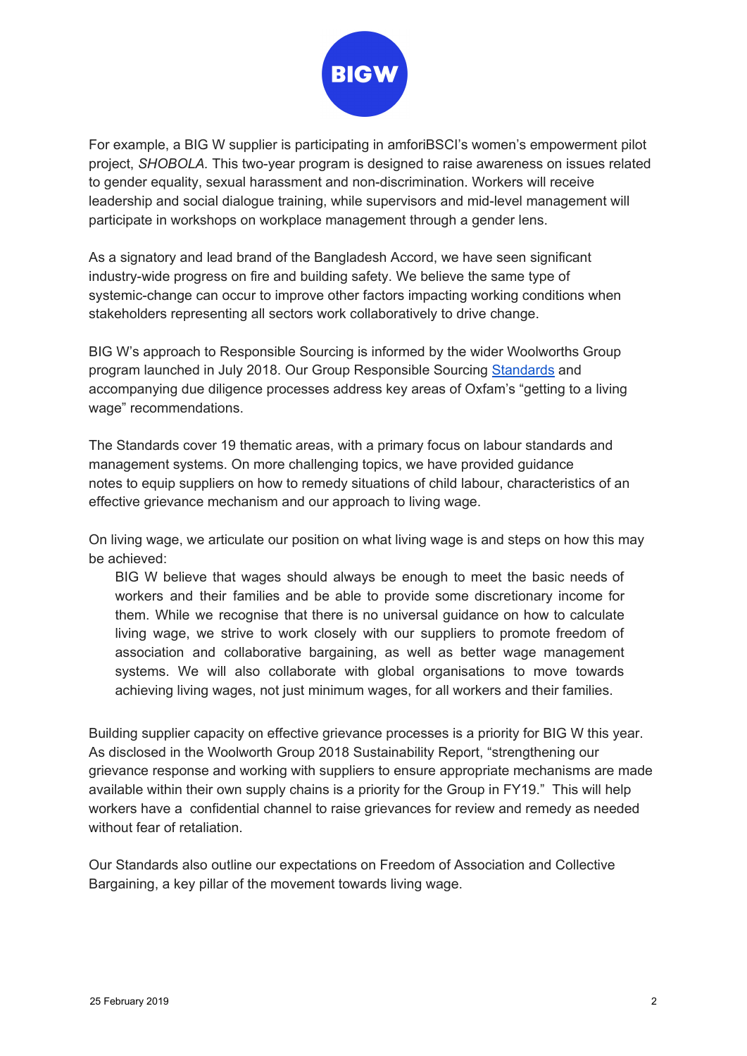For example, a BIG W supplier is participating in amforiBSCI's women's empowerment pilot project, *SHOBOLA.* This two-year program is designed to raise awareness on issues related to gender equality, sexual harassment and non-discrimination. Workers will receive leadership and social dialogue training, while supervisors and mid-level management will participate in workshops on workplace management through a gender lens.

As a signatory and lead brand of the Bangladesh Accord, we have seen significant industry-wide progress on fire and building safety. We believe the same type of systemic-change can occur to improve other factors impacting working conditions when stakeholders representing all sectors work collaboratively to drive change.

BIG W's approach to Responsible Sourcing is informed by the wider Woolworths Group program launched in July 2018. Our Group Responsible Sourcing Standards and accompanying due diligence processes address key areas of Oxfam's "getting to a living wage" recommendations.

The Standards cover 19 thematic areas, with a primary focus on labour standards and management systems. On more challenging topics, we have provided guidance notes to equip suppliers on how to remedy situations of child labour, characteristics of an effective grievance mechanism and our approach to living wage.

On living wage, we articulate our position on what living wage is and steps on how this may be achieved:

> BIG W believe that wages should always be enough to meet the basic needs of workers and their families and be able to provide some discretionary income for them. While we recognise that there is no universal guidance on how to calculate living wage, we strive to work closely with our suppliers to promote freedom of association and collaborative bargaining, as well as better wage management systems. We will also collaborate with global organisations to move towards achieving living wages, not just minimum wages, for all workers and their families.

Building supplier capacity on effective grievance processes is a priority for BIG W this year. As disclosed in the Woolworth Group 2018 Sustainability Report, "strengthening our grievance response and working with suppliers to ensure appropriate mechanisms are made available within their own supply chains is a priority for the Group in FY19." This will help workers have a confidential channel to raise grievances for review and remedy as needed without fear of retaliation.

Our Standards also outline our expectations on Freedom of Association and Collective Bargaining, a key pillar of the movement towards living wage.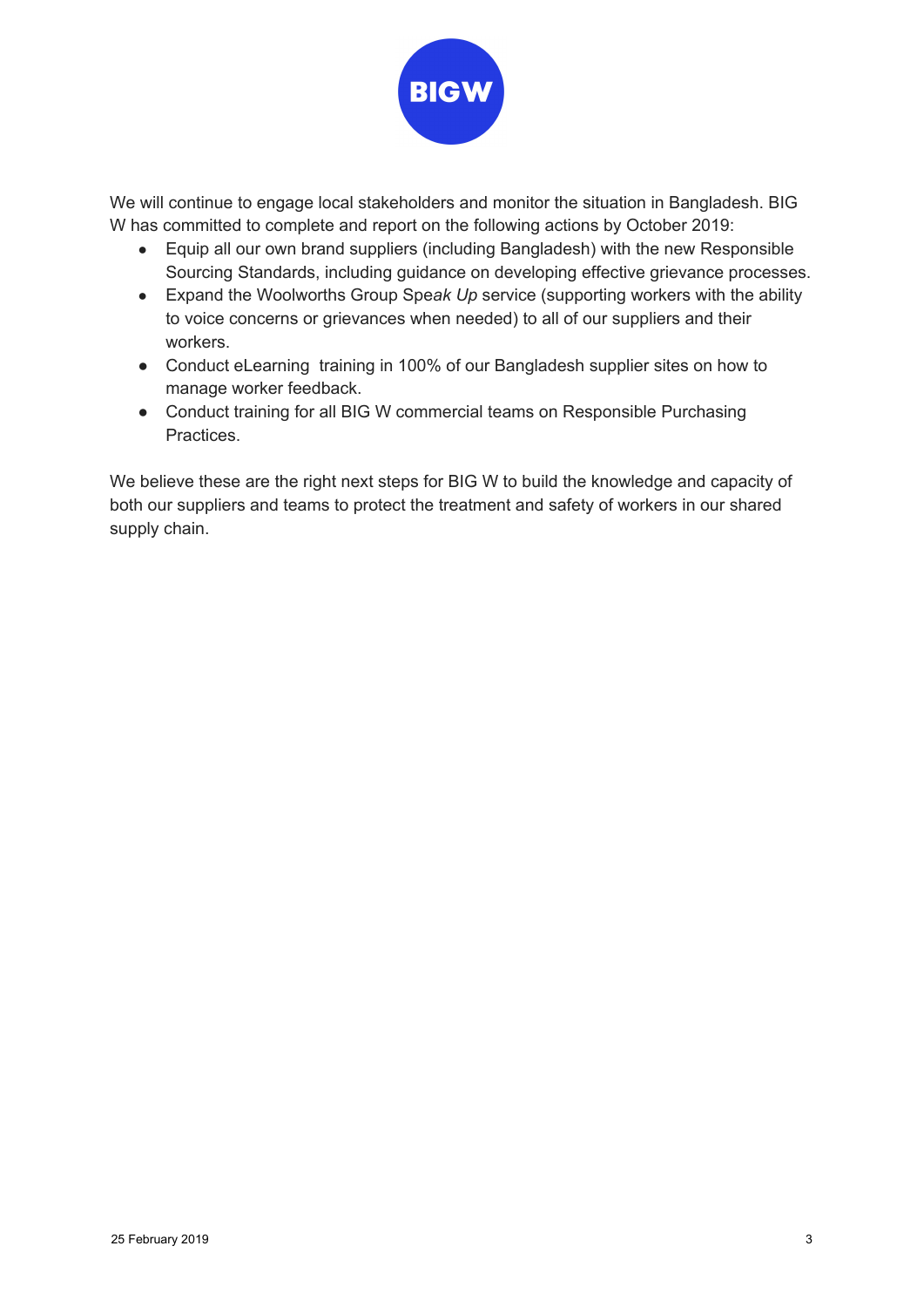We will continue to engage local stakeholders and monitor the situation in Bangladesh. BIG W has committed to complete and report on the following actions by October 2019:

- Equip all our own brand suppliers (including Bangladesh) with the new Responsible Sourcing Standards, including guidance on developing effective grievance processes.
- Expand the Woolworths Group Spe*ak Up* service (supporting workers with the ability to voice concerns or grievances when needed) to all of our suppliers and their workers.
- Conduct eLearning training in 100% of our Bangladesh supplier sites on how to manage worker feedback.
- Conduct training for all BIG W commercial teams on Responsible Purchasing Practices.

We believe these are the right next steps for BIG W to build the knowledge and capacity of both our suppliers and teams to protect the treatment and safety of workers in our shared supply chain.